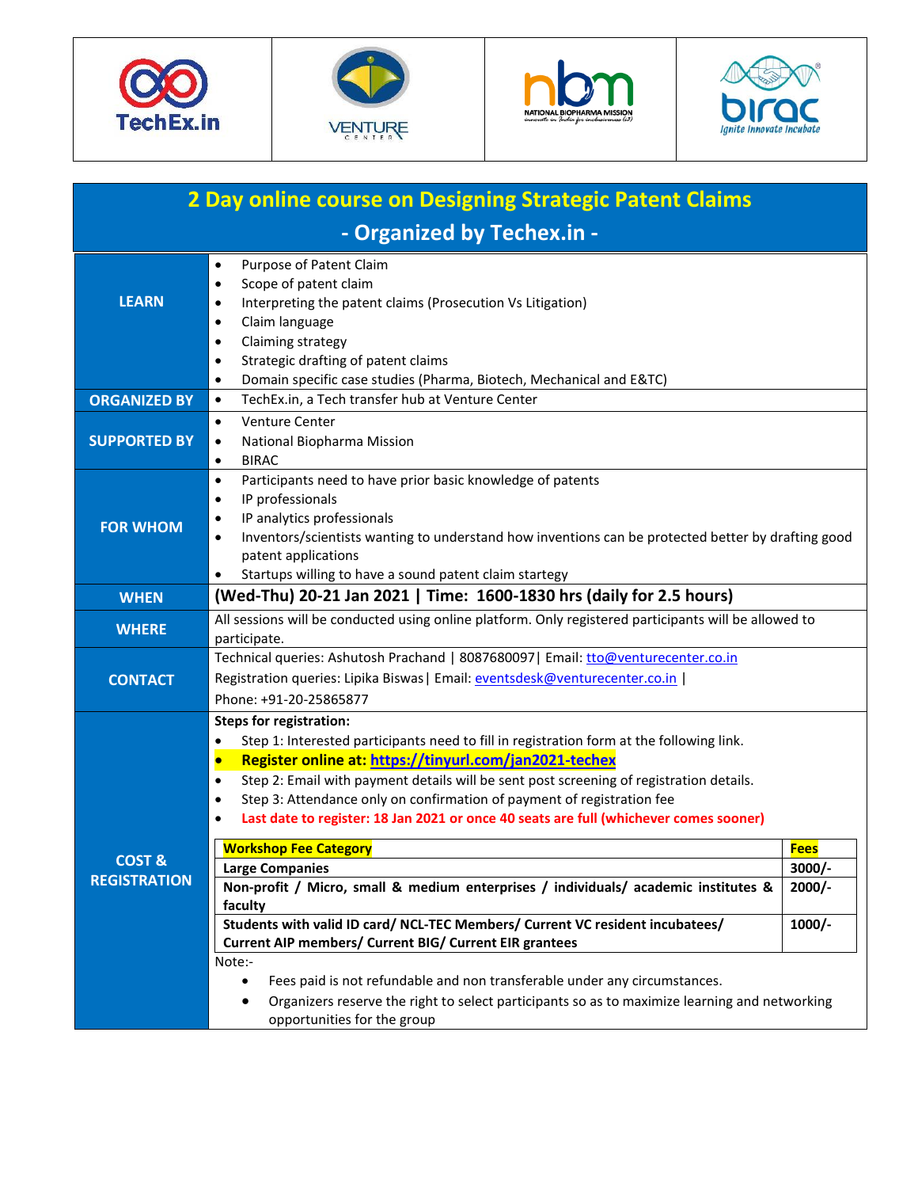TechEx.in | VENTURE CENTER | nbm NATIONAL BIOPHARMA MISSION | birac Ignite Innovate Incubate

# 2 Day online course on Designing Strategic Patent Claims

## - Organized by Techex.in -

**LEARN**

- Purpose of Patent Claim
- Scope of patent claim
- Interpreting the patent claims (Prosecution Vs Litigation)
- Claim language
- Claiming strategy
- Strategic drafting of patent claims
- Domain specific case studies (Pharma, Biotech, Mechanical and E&TC)

**ORGANIZED BY**

- TechEx.in, a Tech transfer hub at Venture Center

**SUPPORTED BY**

- Venture Center
- National Biopharma Mission
- BIRAC

**FOR WHOM**

- Participants need to have prior basic knowledge of patents
- IP professionals
- IP analytics professionals
- Inventors/scientists wanting to understand how inventions can be protected better by drafting good patent applications
- Startups willing to have a sound patent claim startegy

**WHEN**

**(Wed-Thu) 20-21 Jan 2021 | Time: 1600-1830 hrs (daily for 2.5 hours)**

**WHERE**

All sessions will be conducted using online platform. Only registered participants will be allowed to participate.

**CONTACT**

Technical queries: Ashutosh Prachand | 8087680097| Email: tto@venturecenter.co.in

Registration queries: Lipika Biswas| Email: eventsdesk@venturecenter.co.in |

Phone: +91-20-25865877

**COST & REGISTRATION**

**Steps for registration:**

- Step 1: Interested participants need to fill in registration form at the following link.
- **Register online at: https://tinyurl.com/jan2021-techex**
- Step 2: Email with payment details will be sent post screening of registration details.
- Step 3: Attendance only on confirmation of payment of registration fee
- **Last date to register: 18 Jan 2021 or once 40 seats are full (whichever comes sooner)**

| Workshop Fee Category | Fees |
|---|---|
| **Large Companies** | **3000/-** |
| **Non-profit / Micro, small & medium enterprises / individuals/ academic institutes & faculty** | **2000/-** |
| **Students with valid ID card/ NCL-TEC Members/ Current VC resident incubatees/ Current AIP members/ Current BIG/ Current EIR grantees** | **1000/-** |

Note:-

- Fees paid is not refundable and non transferable under any circumstances.
- Organizers reserve the right to select participants so as to maximize learning and networking opportunities for the group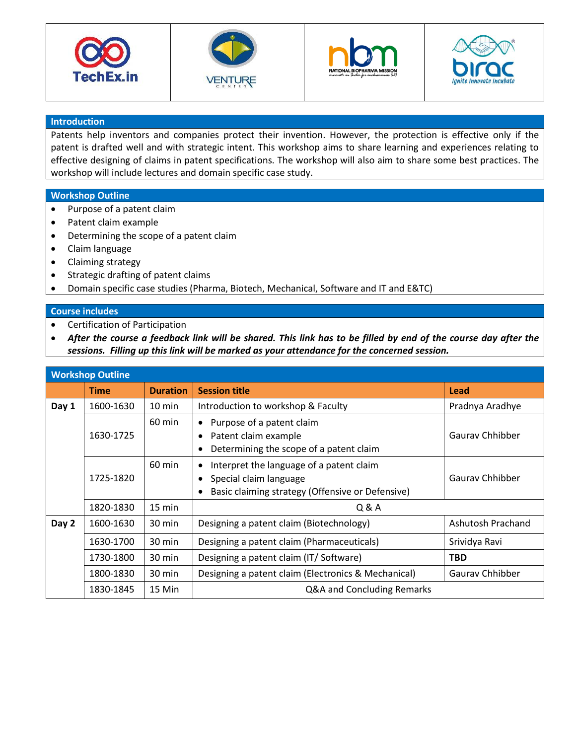## Introduction

Patents help inventors and companies protect their invention. However, the protection is effective only if the patent is drafted well and with strategic intent. This workshop aims to share learning and experiences relating to effective designing of claims in patent specifications. The workshop will also aim to share some best practices. The workshop will include lectures and domain specific case study.

## Workshop Outline

- Purpose of a patent claim
- Patent claim example
- Determining the scope of a patent claim
- Claim language
- Claiming strategy
- Strategic drafting of patent claims
- Domain specific case studies (Pharma, Biotech, Mechanical, Software and IT and E&TC)

## Course includes

- Certification of Participation
- ***After the course a feedback link will be shared. This link has to be filled by end of the course day after the sessions. Filling up this link will be marked as your attendance for the concerned session.***

## Workshop Outline

| | Time | Duration | Session title | Lead |
|---|---|---|---|---|
| **Day 1** | 1600-1630 | 10 min | Introduction to workshop & Faculty | Pradnya Aradhye |
| | 1630-1725 | 60 min | • Purpose of a patent claim<br>• Patent claim example<br>• Determining the scope of a patent claim | Gaurav Chhibber |
| | 1725-1820 | 60 min | • Interpret the language of a patent claim<br>• Special claim language<br>• Basic claiming strategy (Offensive or Defensive) | Gaurav Chhibber |
| | 1820-1830 | 15 min | Q & A | |
| **Day 2** | 1600-1630 | 30 min | Designing a patent claim (Biotechnology) | Ashutosh Prachand |
| | 1630-1700 | 30 min | Designing a patent claim (Pharmaceuticals) | Srividya Ravi |
| | 1730-1800 | 30 min | Designing a patent claim (IT/ Software) | **TBD** |
| | 1800-1830 | 30 min | Designing a patent claim (Electronics & Mechanical) | Gaurav Chhibber |
| | 1830-1845 | 15 Min | Q&A and Concluding Remarks | |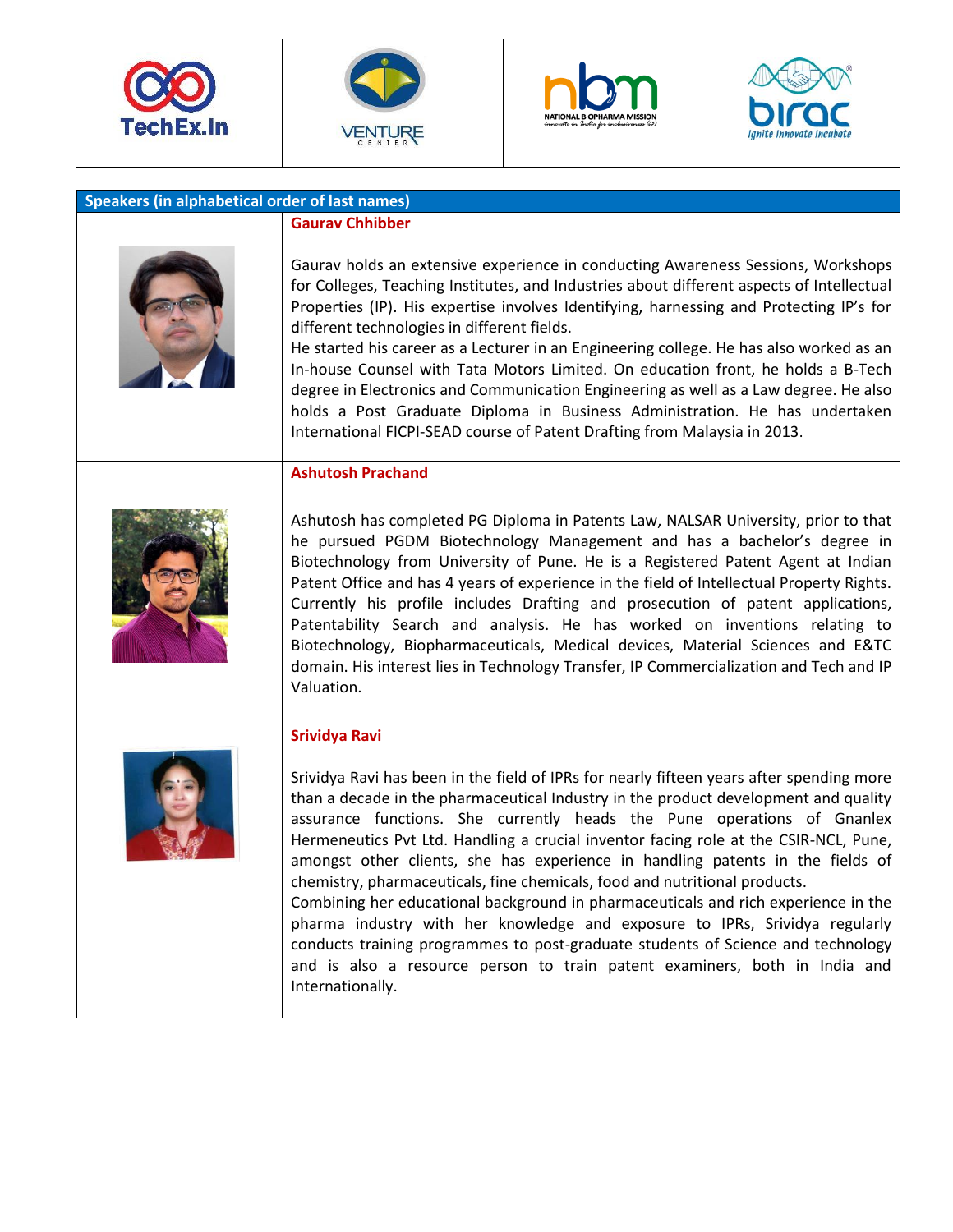## Speakers (in alphabetical order of last names)

### Gaurav Chhibber

Gaurav holds an extensive experience in conducting Awareness Sessions, Workshops for Colleges, Teaching Institutes, and Industries about different aspects of Intellectual Properties (IP). His expertise involves Identifying, harnessing and Protecting IP's for different technologies in different fields.
He started his career as a Lecturer in an Engineering college. He has also worked as an In-house Counsel with Tata Motors Limited. On education front, he holds a B-Tech degree in Electronics and Communication Engineering as well as a Law degree. He also holds a Post Graduate Diploma in Business Administration. He has undertaken International FICPI-SEAD course of Patent Drafting from Malaysia in 2013.

### Ashutosh Prachand

Ashutosh has completed PG Diploma in Patents Law, NALSAR University, prior to that he pursued PGDM Biotechnology Management and has a bachelor's degree in Biotechnology from University of Pune. He is a Registered Patent Agent at Indian Patent Office and has 4 years of experience in the field of Intellectual Property Rights. Currently his profile includes Drafting and prosecution of patent applications, Patentability Search and analysis. He has worked on inventions relating to Biotechnology, Biopharmaceuticals, Medical devices, Material Sciences and E&TC domain. His interest lies in Technology Transfer, IP Commercialization and Tech and IP Valuation.

### Srividya Ravi

Srividya Ravi has been in the field of IPRs for nearly fifteen years after spending more than a decade in the pharmaceutical Industry in the product development and quality assurance functions. She currently heads the Pune operations of Gnanlex Hermeneutics Pvt Ltd. Handling a crucial inventor facing role at the CSIR-NCL, Pune, amongst other clients, she has experience in handling patents in the fields of chemistry, pharmaceuticals, fine chemicals, food and nutritional products.
Combining her educational background in pharmaceuticals and rich experience in the pharma industry with her knowledge and exposure to IPRs, Srividya regularly conducts training programmes to post-graduate students of Science and technology and is also a resource person to train patent examiners, both in India and Internationally.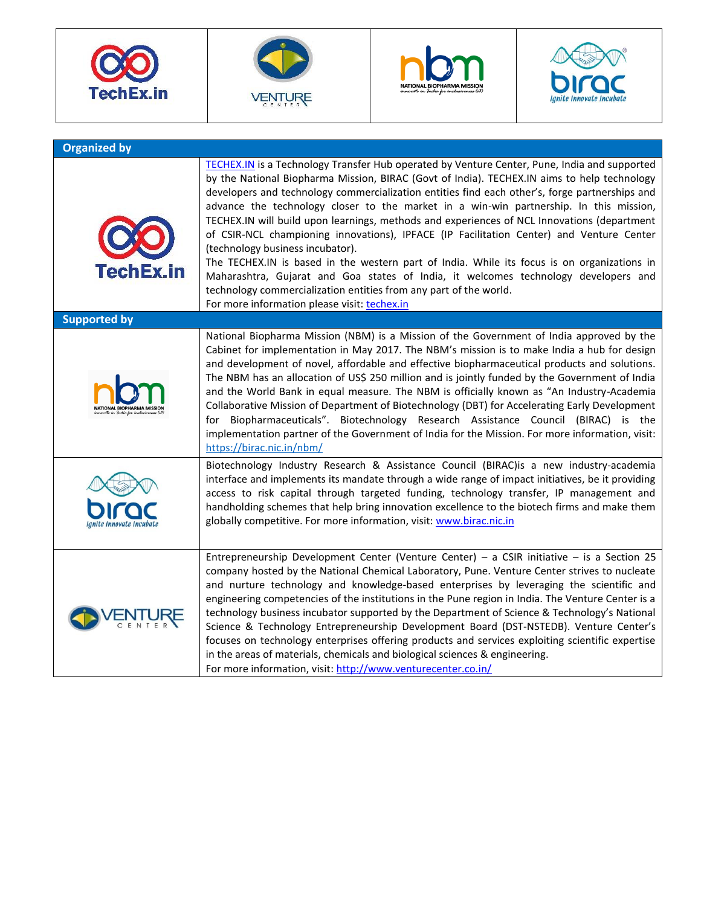| | | | |
|---|---|---|---|
| TechEx.in | VENTURE CENTER | nbm NATIONAL BIOPHARMA MISSION | birac Ignite Innovate Incubate |

| Organized by | |
|---|---|
| TechEx.in | TECHEX.IN is a Technology Transfer Hub operated by Venture Center, Pune, India and supported by the National Biopharma Mission, BIRAC (Govt of India). TECHEX.IN aims to help technology developers and technology commercialization entities find each other's, forge partnerships and advance the technology closer to the market in a win-win partnership. In this mission, TECHEX.IN will build upon learnings, methods and experiences of NCL Innovations (department of CSIR-NCL championing innovations), IPFACE (IP Facilitation Center) and Venture Center (technology business incubator).<br>The TECHEX.IN is based in the western part of India. While its focus is on organizations in Maharashtra, Gujarat and Goa states of India, it welcomes technology developers and technology commercialization entities from any part of the world.<br>For more information please visit: techex.in |
| **Supported by** | |
| nbm NATIONAL BIOPHARMA MISSION | National Biopharma Mission (NBM) is a Mission of the Government of India approved by the Cabinet for implementation in May 2017. The NBM's mission is to make India a hub for design and development of novel, affordable and effective biopharmaceutical products and solutions. The NBM has an allocation of US$ 250 million and is jointly funded by the Government of India and the World Bank in equal measure. The NBM is officially known as "An Industry-Academia Collaborative Mission of Department of Biotechnology (DBT) for Accelerating Early Development for Biopharmaceuticals". Biotechnology Research Assistance Council (BIRAC) is the implementation partner of the Government of India for the Mission. For more information, visit: https://birac.nic.in/nbm/ |
| birac Ignite Innovate Incubate | Biotechnology Industry Research & Assistance Council (BIRAC)is a new industry-academia interface and implements its mandate through a wide range of impact initiatives, be it providing access to risk capital through targeted funding, technology transfer, IP management and handholding schemes that help bring innovation excellence to the biotech firms and make them globally competitive. For more information, visit: www.birac.nic.in |
| VENTURE CENTER | Entrepreneurship Development Center (Venture Center) – a CSIR initiative – is a Section 25 company hosted by the National Chemical Laboratory, Pune. Venture Center strives to nucleate and nurture technology and knowledge-based enterprises by leveraging the scientific and engineering competencies of the institutions in the Pune region in India. The Venture Center is a technology business incubator supported by the Department of Science & Technology's National Science & Technology Entrepreneurship Development Board (DST-NSTEDB). Venture Center's focuses on technology enterprises offering products and services exploiting scientific expertise in the areas of materials, chemicals and biological sciences & engineering.<br>For more information, visit: http://www.venturecenter.co.in/ |